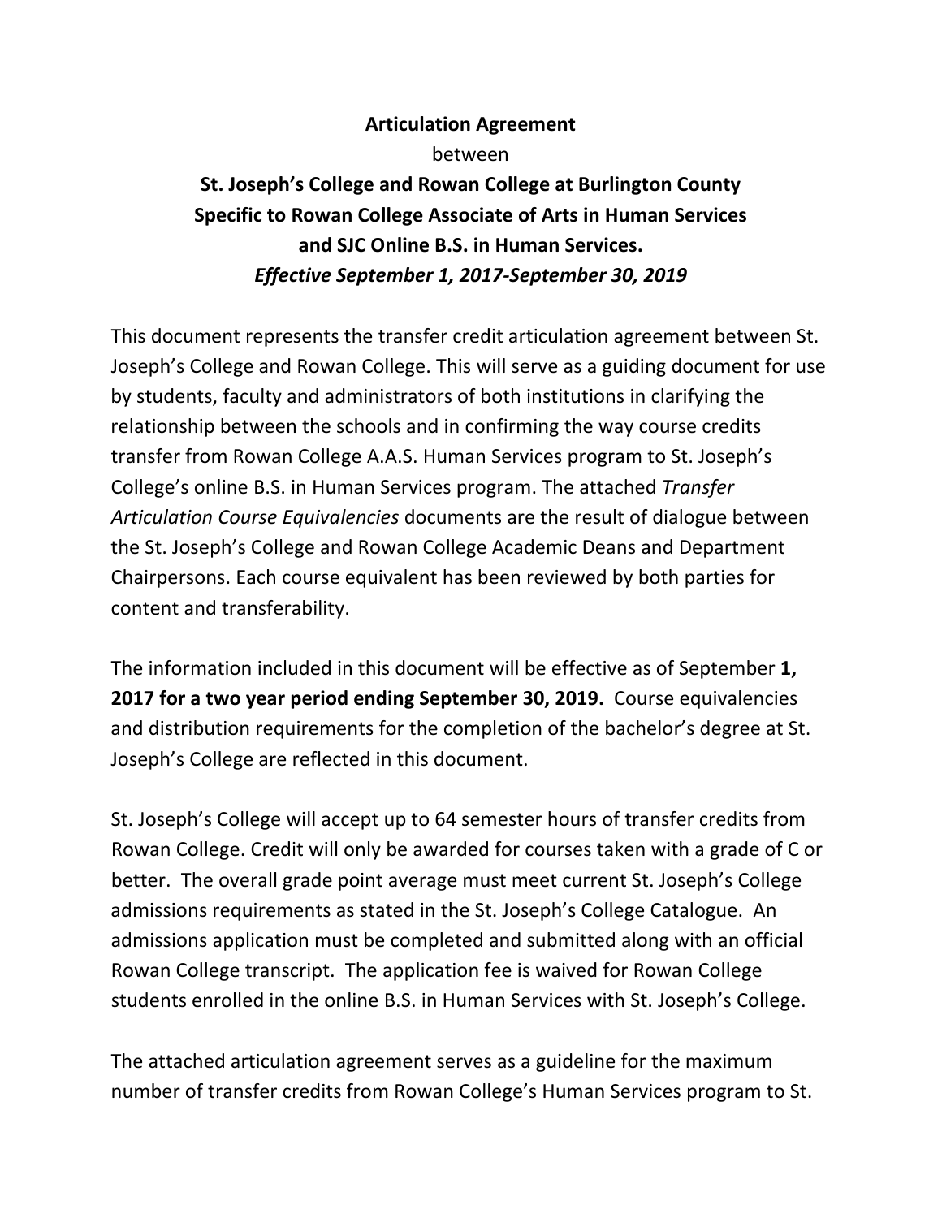**Articulation Agreement**

between

**St. Joseph's College and Rowan College at Burlington County**
**Specific to Rowan College Associate of Arts in Human Services**
**and SJC Online B.S. in Human Services.**
***Effective September 1, 2017-September 30, 2019***

This document represents the transfer credit articulation agreement between St. Joseph's College and Rowan College. This will serve as a guiding document for use by students, faculty and administrators of both institutions in clarifying the relationship between the schools and in confirming the way course credits transfer from Rowan College A.A.S. Human Services program to St. Joseph's College's online B.S. in Human Services program. The attached *Transfer Articulation Course Equivalencies* documents are the result of dialogue between the St. Joseph's College and Rowan College Academic Deans and Department Chairpersons. Each course equivalent has been reviewed by both parties for content and transferability.

The information included in this document will be effective as of September **1, 2017 for a two year period ending September 30, 2019.** Course equivalencies and distribution requirements for the completion of the bachelor's degree at St. Joseph's College are reflected in this document.

St. Joseph's College will accept up to 64 semester hours of transfer credits from Rowan College. Credit will only be awarded for courses taken with a grade of C or better. The overall grade point average must meet current St. Joseph's College admissions requirements as stated in the St. Joseph's College Catalogue. An admissions application must be completed and submitted along with an official Rowan College transcript. The application fee is waived for Rowan College students enrolled in the online B.S. in Human Services with St. Joseph's College.

The attached articulation agreement serves as a guideline for the maximum number of transfer credits from Rowan College's Human Services program to St.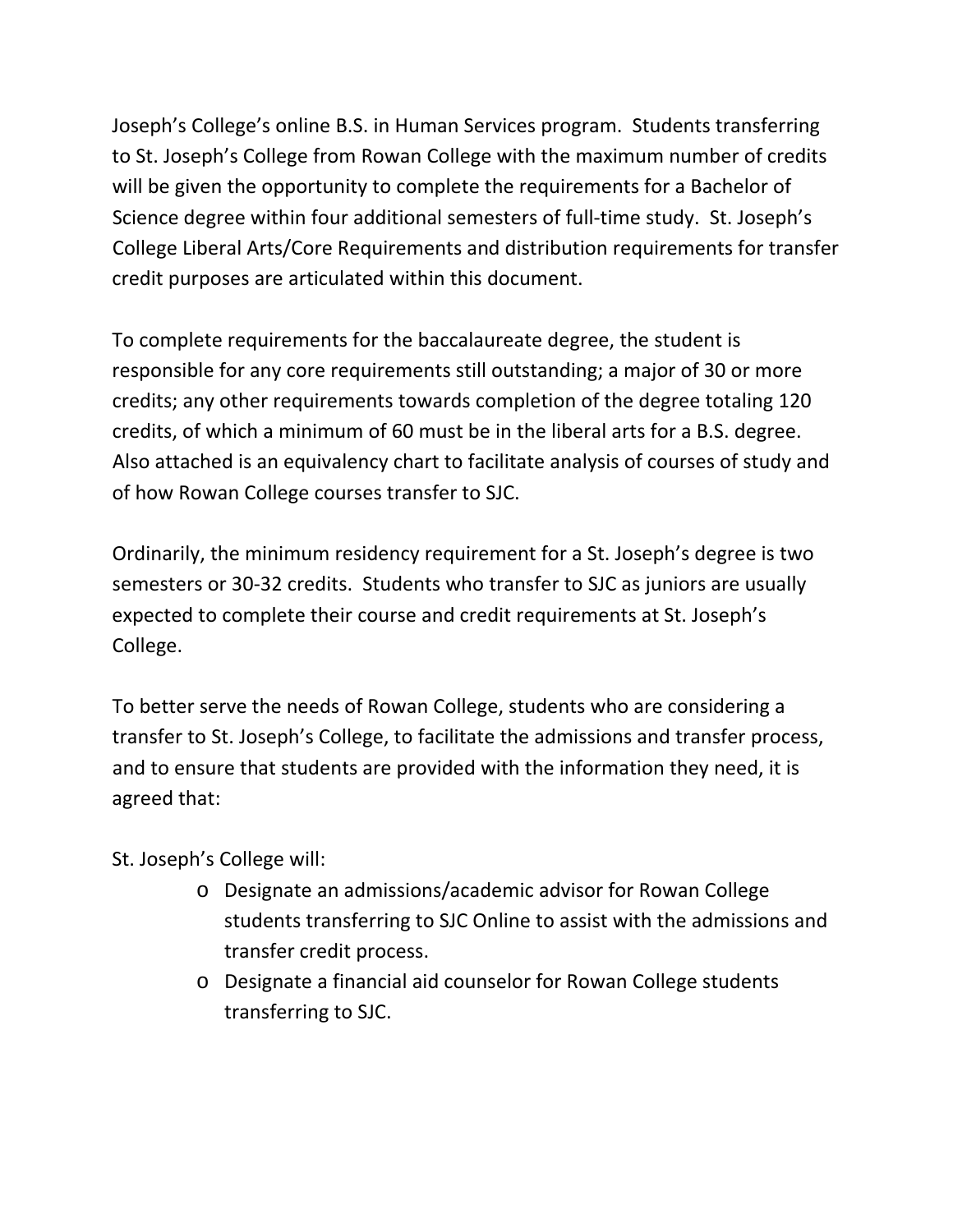Joseph's College's online B.S. in Human Services program. Students transferring to St. Joseph's College from Rowan College with the maximum number of credits will be given the opportunity to complete the requirements for a Bachelor of Science degree within four additional semesters of full-time study. St. Joseph's College Liberal Arts/Core Requirements and distribution requirements for transfer credit purposes are articulated within this document.

To complete requirements for the baccalaureate degree, the student is responsible for any core requirements still outstanding; a major of 30 or more credits; any other requirements towards completion of the degree totaling 120 credits, of which a minimum of 60 must be in the liberal arts for a B.S. degree. Also attached is an equivalency chart to facilitate analysis of courses of study and of how Rowan College courses transfer to SJC.

Ordinarily, the minimum residency requirement for a St. Joseph's degree is two semesters or 30-32 credits. Students who transfer to SJC as juniors are usually expected to complete their course and credit requirements at St. Joseph's College.

To better serve the needs of Rowan College, students who are considering a transfer to St. Joseph's College, to facilitate the admissions and transfer process, and to ensure that students are provided with the information they need, it is agreed that:

St. Joseph's College will:

- Designate an admissions/academic advisor for Rowan College students transferring to SJC Online to assist with the admissions and transfer credit process.
- Designate a financial aid counselor for Rowan College students transferring to SJC.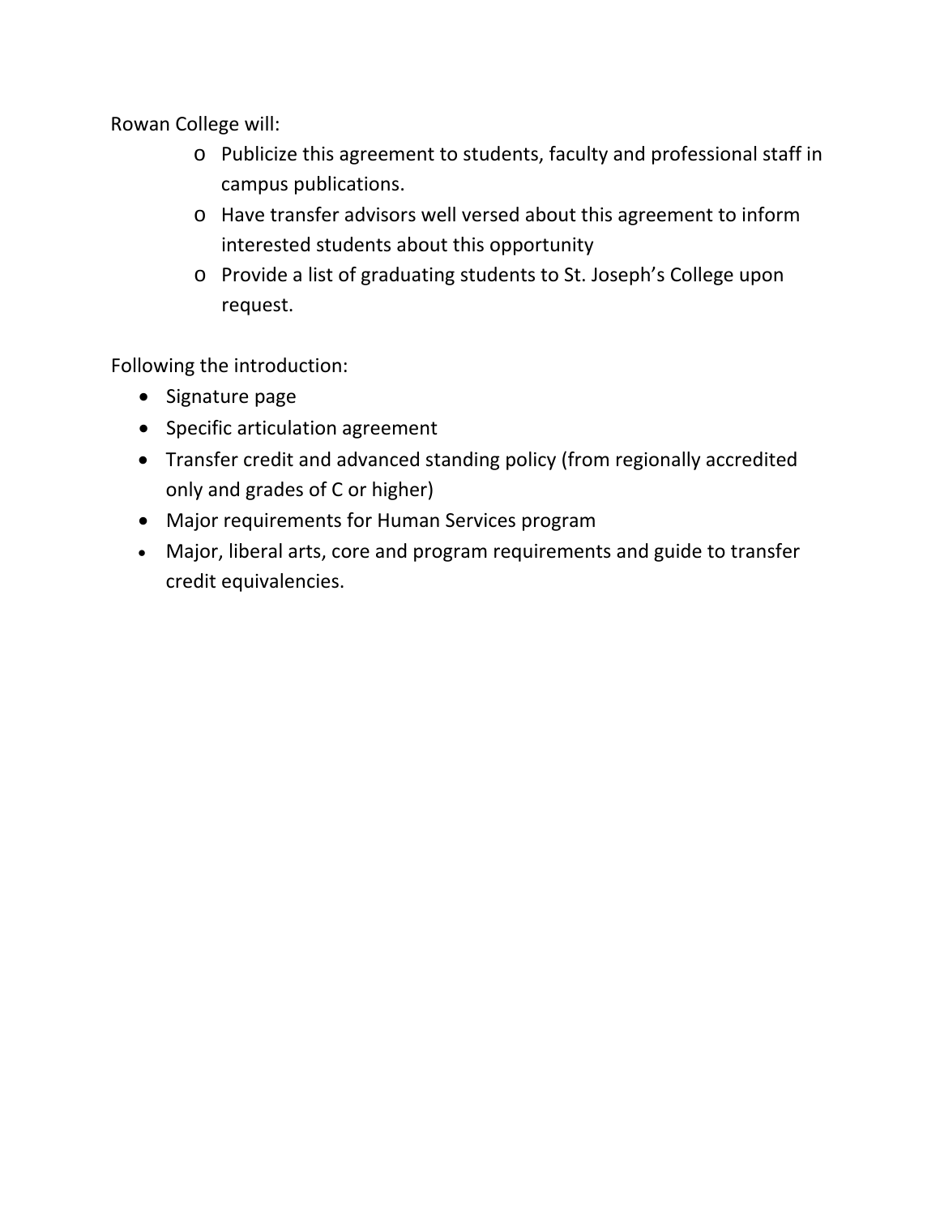Rowan College will:

- Publicize this agreement to students, faculty and professional staff in campus publications.
- Have transfer advisors well versed about this agreement to inform interested students about this opportunity
- Provide a list of graduating students to St. Joseph's College upon request.

Following the introduction:

- Signature page
- Specific articulation agreement
- Transfer credit and advanced standing policy (from regionally accredited only and grades of C or higher)
- Major requirements for Human Services program
- Major, liberal arts, core and program requirements and guide to transfer credit equivalencies.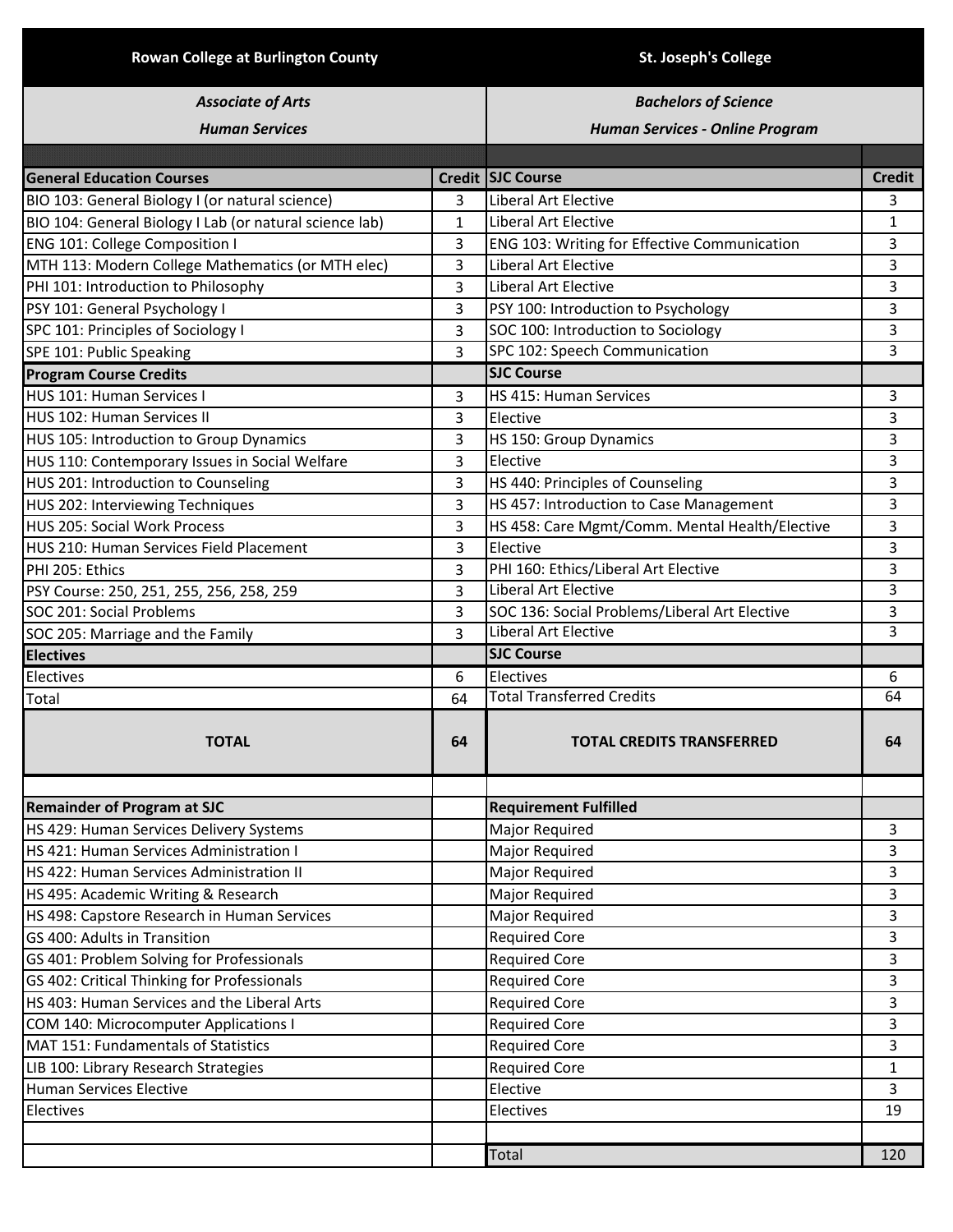| Rowan College at Burlington County | | St. Joseph's College | |
|---|---|---|---|
| *Associate of Arts* | | *Bachelors of Science* | |
| *Human Services* | | *Human Services - Online Program* | |
| **General Education Courses** | **Credit** | **SJC Course** | **Credit** |
| BIO 103: General Biology I (or natural science) | 3 | Liberal Art Elective | 3 |
| BIO 104: General Biology I Lab (or natural science lab) | 1 | Liberal Art Elective | 1 |
| ENG 101: College Composition I | 3 | ENG 103: Writing for Effective Communication | 3 |
| MTH 113: Modern College Mathematics (or MTH elec) | 3 | Liberal Art Elective | 3 |
| PHI 101: Introduction to Philosophy | 3 | Liberal Art Elective | 3 |
| PSY 101: General Psychology I | 3 | PSY 100: Introduction to Psychology | 3 |
| SPC 101: Principles of Sociology I | 3 | SOC 100: Introduction to Sociology | 3 |
| SPE 101: Public Speaking | 3 | SPC 102: Speech Communication | 3 |
| **Program Course Credits** | | **SJC Course** | |
| HUS 101: Human Services I | 3 | HS 415: Human Services | 3 |
| HUS 102: Human Services II | 3 | Elective | 3 |
| HUS 105: Introduction to Group Dynamics | 3 | HS 150: Group Dynamics | 3 |
| HUS 110: Contemporary Issues in Social Welfare | 3 | Elective | 3 |
| HUS 201: Introduction to Counseling | 3 | HS 440: Principles of Counseling | 3 |
| HUS 202: Interviewing Techniques | 3 | HS 457: Introduction to Case Management | 3 |
| HUS 205: Social Work Process | 3 | HS 458: Care Mgmt/Comm. Mental Health/Elective | 3 |
| HUS 210: Human Services Field Placement | 3 | Elective | 3 |
| PHI 205: Ethics | 3 | PHI 160: Ethics/Liberal Art Elective | 3 |
| PSY Course: 250, 251, 255, 256, 258, 259 | 3 | Liberal Art Elective | 3 |
| SOC 201: Social Problems | 3 | SOC 136: Social Problems/Liberal Art Elective | 3 |
| SOC 205: Marriage and the Family | 3 | Liberal Art Elective | 3 |
| **Electives** | | **SJC Course** | |
| Electives | 6 | Electives | 6 |
| Total | 64 | Total Transferred Credits | 64 |
| **TOTAL** | **64** | **TOTAL CREDITS TRANSFERRED** | **64** |
| | | | |
| **Remainder of Program at SJC** | | **Requirement Fulfilled** | |
| HS 429: Human Services Delivery Systems | | Major Required | 3 |
| HS 421: Human Services Administration I | | Major Required | 3 |
| HS 422: Human Services Administration II | | Major Required | 3 |
| HS 495: Academic Writing & Research | | Major Required | 3 |
| HS 498: Capstore Research in Human Services | | Major Required | 3 |
| GS 400: Adults in Transition | | Required Core | 3 |
| GS 401: Problem Solving for Professionals | | Required Core | 3 |
| GS 402: Critical Thinking for Professionals | | Required Core | 3 |
| HS 403: Human Services and the Liberal Arts | | Required Core | 3 |
| COM 140: Microcomputer Applications I | | Required Core | 3 |
| MAT 151: Fundamentals of Statistics | | Required Core | 3 |
| LIB 100: Library Research Strategies | | Required Core | 1 |
| Human Services Elective | | Elective | 3 |
| Electives | | Electives | 19 |
| | | | |
| | | Total | 120 |